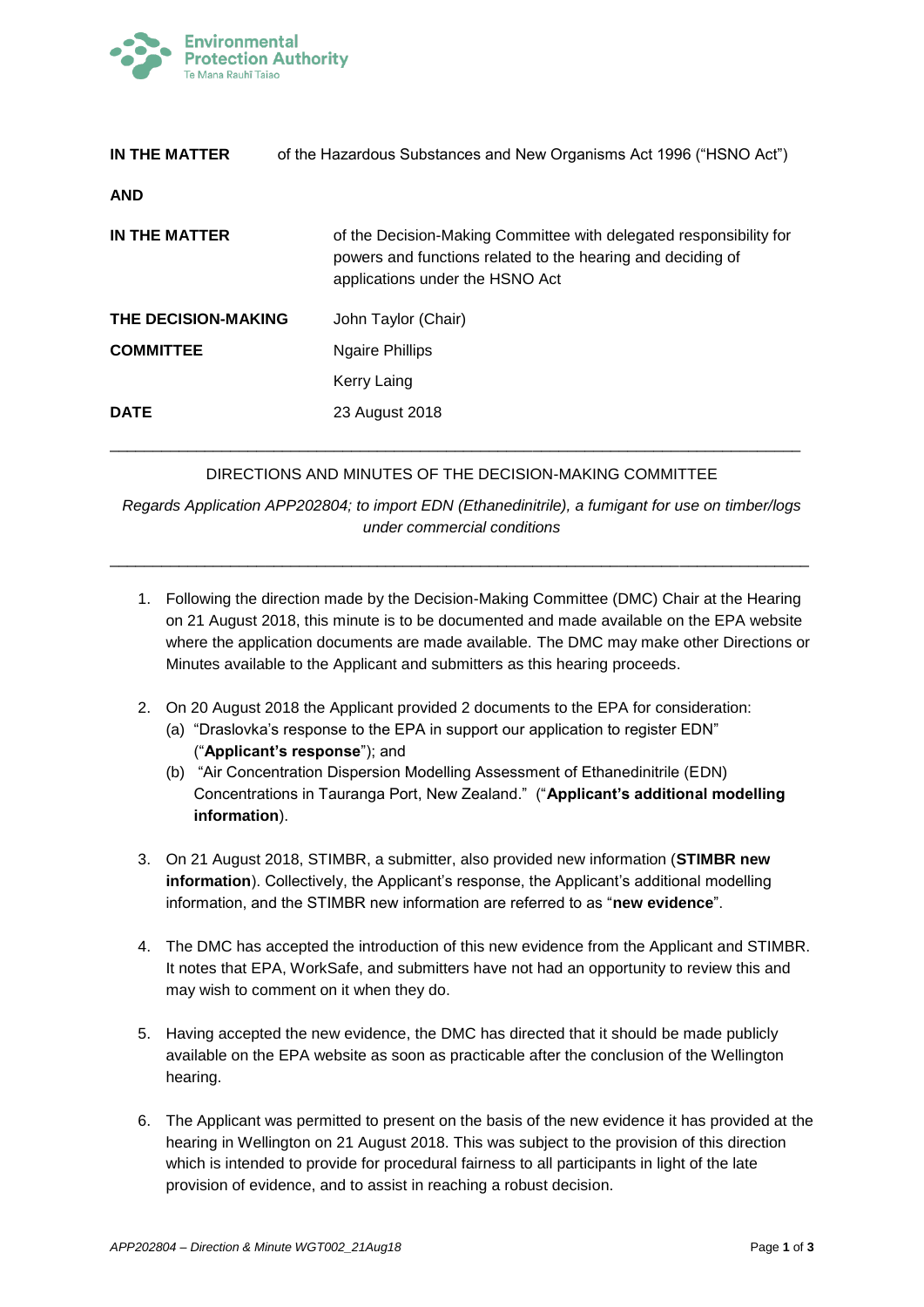Environmental Protection Authority
Te Mana Rauhī Taiao

| | |
|---|---|
| **IN THE MATTER** | of the Hazardous Substances and New Organisms Act 1996 ("HSNO Act") |
| **AND** | |
| **IN THE MATTER** | of the Decision-Making Committee with delegated responsibility for powers and functions related to the hearing and deciding of applications under the HSNO Act |
| **THE DECISION-MAKING COMMITTEE** | John Taylor (Chair) |
| | Ngaire Phillips |
| | Kerry Laing |
| **DATE** | 23 August 2018 |

---

DIRECTIONS AND MINUTES OF THE DECISION-MAKING COMMITTEE

*Regards Application APP202804; to import EDN (Ethanedinitrile), a fumigant for use on timber/logs under commercial conditions*

---

1. Following the direction made by the Decision-Making Committee (DMC) Chair at the Hearing on 21 August 2018, this minute is to be documented and made available on the EPA website where the application documents are made available. The DMC may make other Directions or Minutes available to the Applicant and submitters as this hearing proceeds.

2. On 20 August 2018 the Applicant provided 2 documents to the EPA for consideration:
   (a) "Draslovka's response to the EPA in support our application to register EDN" ("**Applicant's response**"); and
   (b) "Air Concentration Dispersion Modelling Assessment of Ethanedinitrile (EDN) Concentrations in Tauranga Port, New Zealand." ("**Applicant's additional modelling information**).

3. On 21 August 2018, STIMBR, a submitter, also provided new information (**STIMBR new information**). Collectively, the Applicant's response, the Applicant's additional modelling information, and the STIMBR new information are referred to as "**new evidence**".

4. The DMC has accepted the introduction of this new evidence from the Applicant and STIMBR. It notes that EPA, WorkSafe, and submitters have not had an opportunity to review this and may wish to comment on it when they do.

5. Having accepted the new evidence, the DMC has directed that it should be made publicly available on the EPA website as soon as practicable after the conclusion of the Wellington hearing.

6. The Applicant was permitted to present on the basis of the new evidence it has provided at the hearing in Wellington on 21 August 2018. This was subject to the provision of this direction which is intended to provide for procedural fairness to all participants in light of the late provision of evidence, and to assist in reaching a robust decision.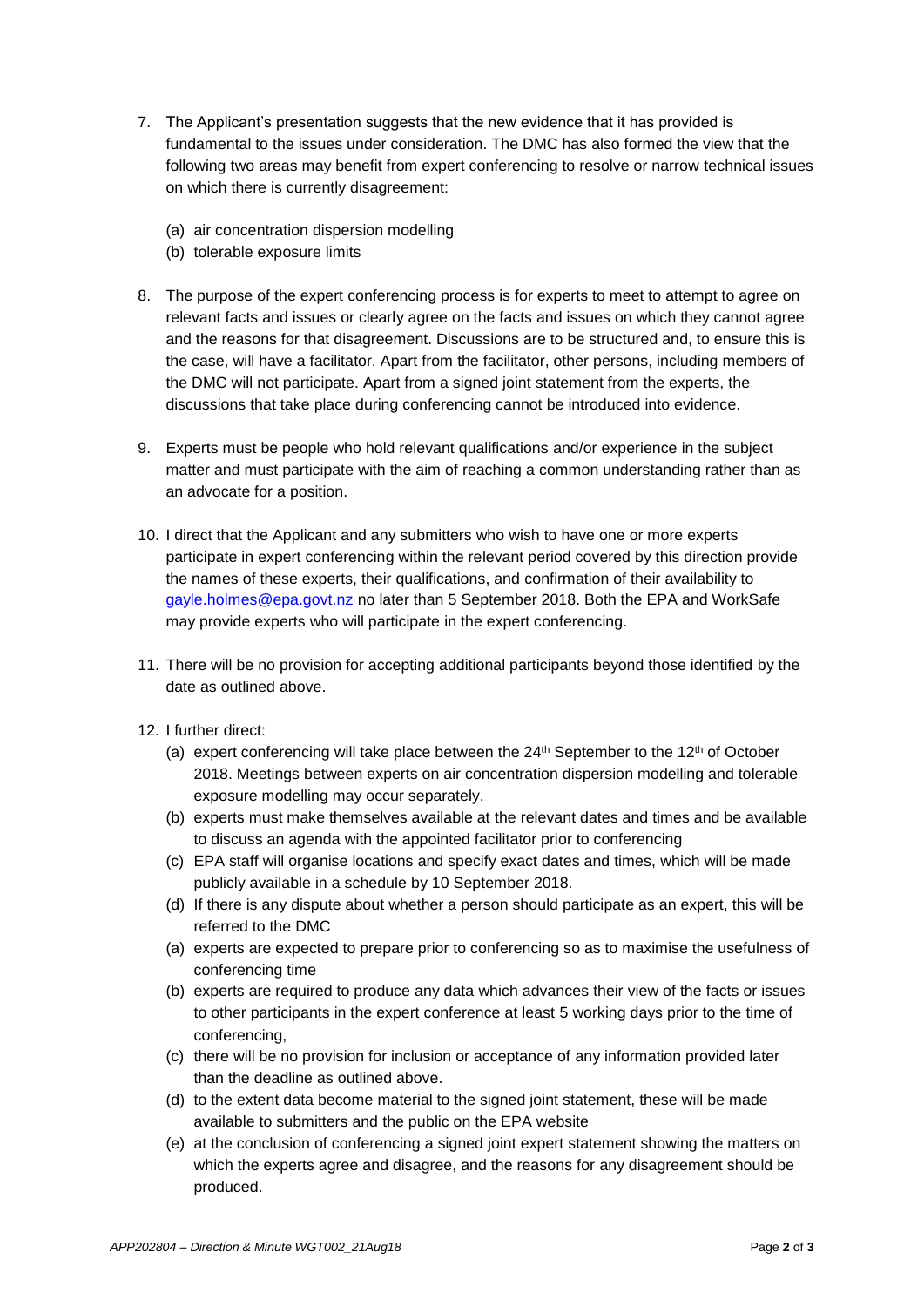7. The Applicant's presentation suggests that the new evidence that it has provided is fundamental to the issues under consideration. The DMC has also formed the view that the following two areas may benefit from expert conferencing to resolve or narrow technical issues on which there is currently disagreement:

   (a) air concentration dispersion modelling
   (b) tolerable exposure limits

8. The purpose of the expert conferencing process is for experts to meet to attempt to agree on relevant facts and issues or clearly agree on the facts and issues on which they cannot agree and the reasons for that disagreement. Discussions are to be structured and, to ensure this is the case, will have a facilitator. Apart from the facilitator, other persons, including members of the DMC will not participate. Apart from a signed joint statement from the experts, the discussions that take place during conferencing cannot be introduced into evidence.

9. Experts must be people who hold relevant qualifications and/or experience in the subject matter and must participate with the aim of reaching a common understanding rather than as an advocate for a position.

10. I direct that the Applicant and any submitters who wish to have one or more experts participate in expert conferencing within the relevant period covered by this direction provide the names of these experts, their qualifications, and confirmation of their availability to gayle.holmes@epa.govt.nz no later than 5 September 2018. Both the EPA and WorkSafe may provide experts who will participate in the expert conferencing.

11. There will be no provision for accepting additional participants beyond those identified by the date as outlined above.

12. I further direct:
   (a) expert conferencing will take place between the 24th September to the 12th of October 2018. Meetings between experts on air concentration dispersion modelling and tolerable exposure modelling may occur separately.
   (b) experts must make themselves available at the relevant dates and times and be available to discuss an agenda with the appointed facilitator prior to conferencing
   (c) EPA staff will organise locations and specify exact dates and times, which will be made publicly available in a schedule by 10 September 2018.
   (d) If there is any dispute about whether a person should participate as an expert, this will be referred to the DMC
   (a) experts are expected to prepare prior to conferencing so as to maximise the usefulness of conferencing time
   (b) experts are required to produce any data which advances their view of the facts or issues to other participants in the expert conference at least 5 working days prior to the time of conferencing,
   (c) there will be no provision for inclusion or acceptance of any information provided later than the deadline as outlined above.
   (d) to the extent data become material to the signed joint statement, these will be made available to submitters and the public on the EPA website
   (e) at the conclusion of conferencing a signed joint expert statement showing the matters on which the experts agree and disagree, and the reasons for any disagreement should be produced.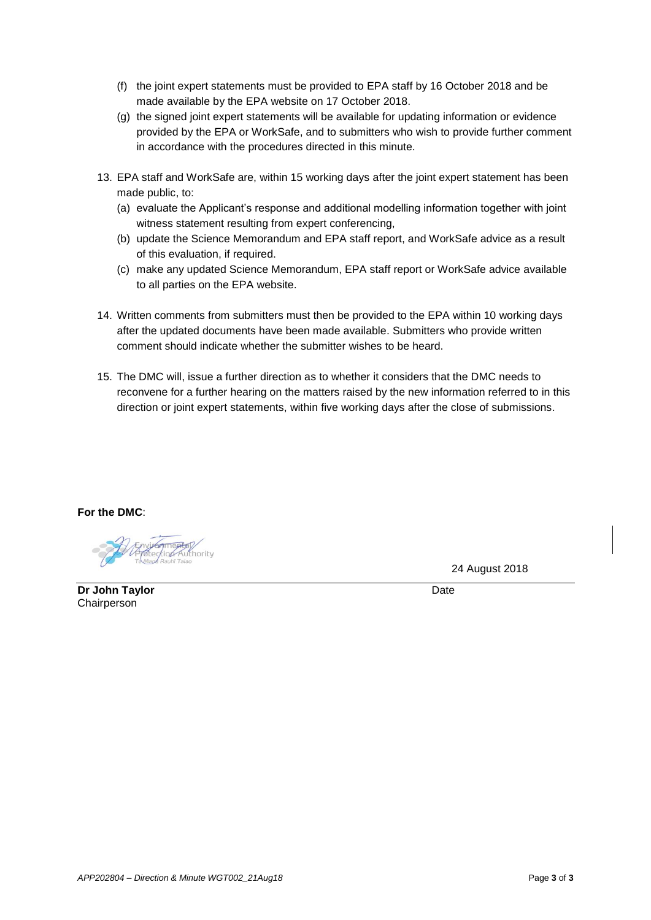(f) the joint expert statements must be provided to EPA staff by 16 October 2018 and be made available by the EPA website on 17 October 2018.

(g) the signed joint expert statements will be available for updating information or evidence provided by the EPA or WorkSafe, and to submitters who wish to provide further comment in accordance with the procedures directed in this minute.

13. EPA staff and WorkSafe are, within 15 working days after the joint expert statement has been made public, to:
    (a) evaluate the Applicant's response and additional modelling information together with joint witness statement resulting from expert conferencing,
    (b) update the Science Memorandum and EPA staff report, and WorkSafe advice as a result of this evaluation, if required.
    (c) make any updated Science Memorandum, EPA staff report or WorkSafe advice available to all parties on the EPA website.

14. Written comments from submitters must then be provided to the EPA within 10 working days after the updated documents have been made available. Submitters who provide written comment should indicate whether the submitter wishes to be heard.

15. The DMC will, issue a further direction as to whether it considers that the DMC needs to reconvene for a further hearing on the matters raised by the new information referred to in this direction or joint expert statements, within five working days after the close of submissions.

**For the DMC**:

24 August 2018

**Dr John Taylor**
Chairperson

Date